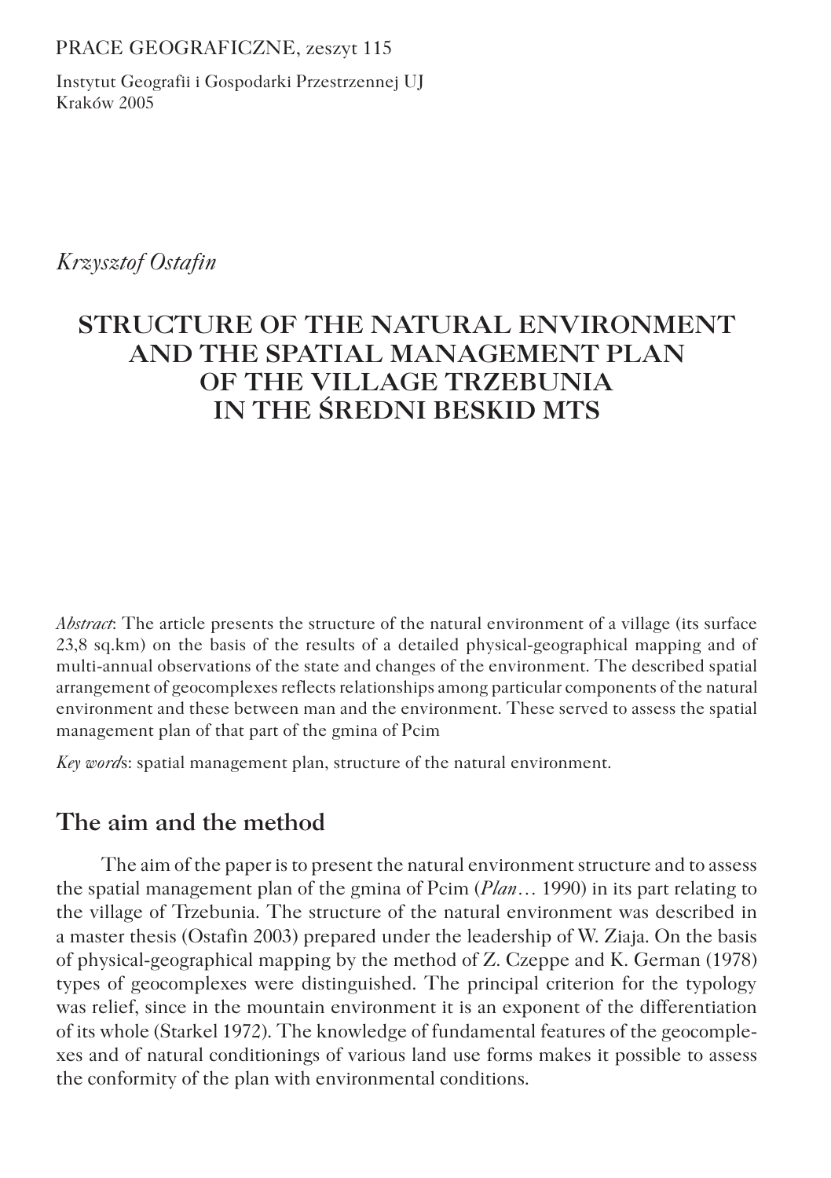PRACE GEOGRAFICZNE, zeszyt 115

Instytut Geografii i Gospodarki Przestrzennej UJ
Kraków 2005

*Krzysztof Ostafin*

# STRUCTURE OF THE NATURAL ENVIRONMENT AND THE SPATIAL MANAGEMENT PLAN OF THE VILLAGE TRZEBUNIA IN THE ŚREDNI BESKID MTS

*Abstract*: The article presents the structure of the natural environment of a village (its surface 23,8 sq.km) on the basis of the results of a detailed physical-geographical mapping and of multi-annual observations of the state and changes of the environment. The described spatial arrangement of geocomplexes reflects relationships among particular components of the natural environment and these between man and the environment. These served to assess the spatial management plan of that part of the gmina of Pcim

*Key words*: spatial management plan, structure of the natural environment.

## The aim and the method

The aim of the paper is to present the natural environment structure and to assess the spatial management plan of the gmina of Pcim (*Plan*… 1990) in its part relating to the village of Trzebunia. The structure of the natural environment was described in a master thesis (Ostafin 2003) prepared under the leadership of W. Ziaja. On the basis of physical-geographical mapping by the method of Z. Czeppe and K. German (1978) types of geocomplexes were distinguished. The principal criterion for the typology was relief, since in the mountain environment it is an exponent of the differentiation of its whole (Starkel 1972). The knowledge of fundamental features of the geocomplexes and of natural conditionings of various land use forms makes it possible to assess the conformity of the plan with environmental conditions.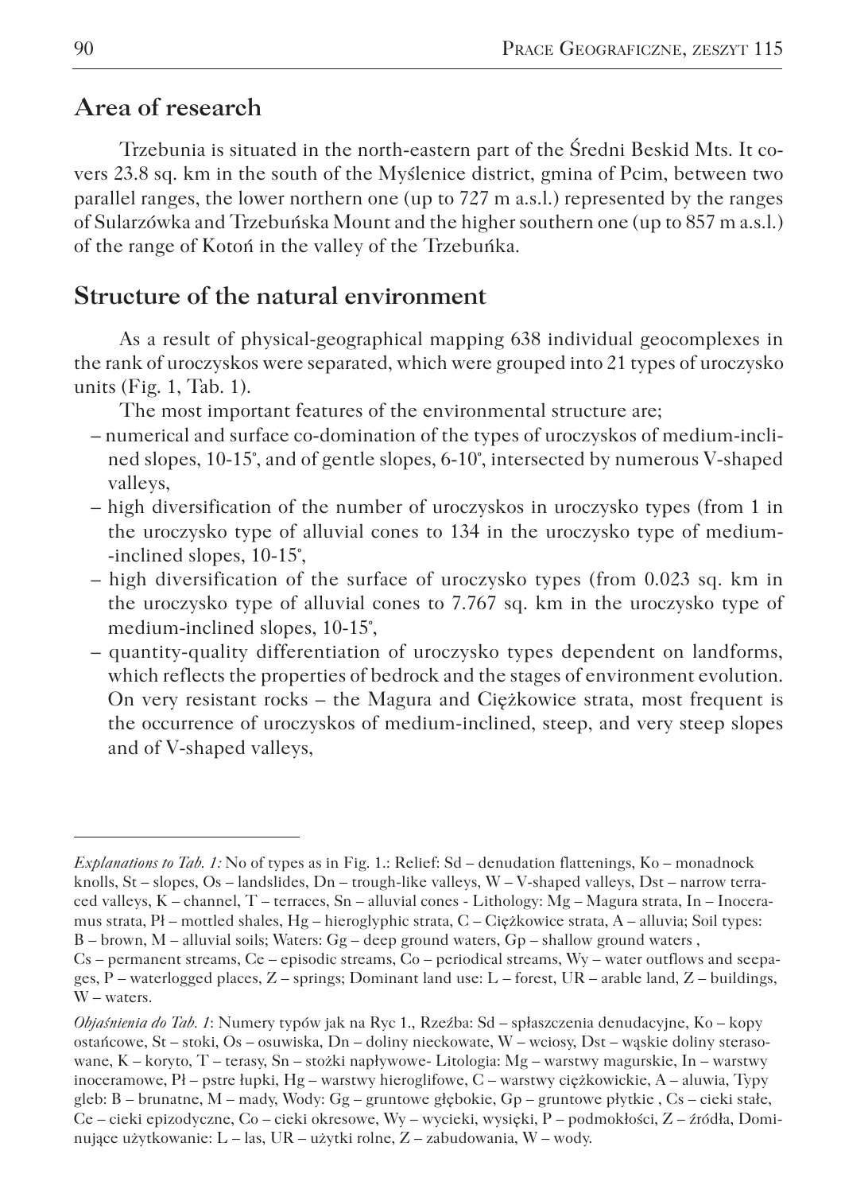## Area of research

Trzebunia is situated in the north-eastern part of the Średni Beskid Mts. It covers 23.8 sq. km in the south of the Myślenice district, gmina of Pcim, between two parallel ranges, the lower northern one (up to 727 m a.s.l.) represented by the ranges of Sularzówka and Trzebuńska Mount and the higher southern one (up to 857 m a.s.l.) of the range of Kotoń in the valley of the Trzebuńka.

## Structure of the natural environment

As a result of physical-geographical mapping 638 individual geocomplexes in the rank of uroczyskos were separated, which were grouped into 21 types of uroczysko units (Fig. 1, Tab. 1).

The most important features of the environmental structure are;

- numerical and surface co-domination of the types of uroczyskos of medium-inclined slopes, 10-15˚, and of gentle slopes, 6-10˚, intersected by numerous V-shaped valleys,
- high diversification of the number of uroczyskos in uroczysko types (from 1 in the uroczysko type of alluvial cones to 134 in the uroczysko type of medium-inclined slopes, 10-15˚,
- high diversification of the surface of uroczysko types (from 0.023 sq. km in the uroczysko type of alluvial cones to 7.767 sq. km in the uroczysko type of medium-inclined slopes, 10-15˚,
- quantity-quality differentiation of uroczysko types dependent on landforms, which reflects the properties of bedrock and the stages of environment evolution. On very resistant rocks – the Magura and Ciężkowice strata, most frequent is the occurrence of uroczyskos of medium-inclined, steep, and very steep slopes and of V-shaped valleys,

---

*Explanations to Tab. 1:* No of types as in Fig. 1.: Relief: Sd – denudation flattenings, Ko – monadnock knolls, St – slopes, Os – landslides, Dn – trough-like valleys, W – V-shaped valleys, Dst – narrow terraced valleys, K – channel, T – terraces, Sn – alluvial cones - Lithology: Mg – Magura strata, In – Inoceramus strata, Pł – mottled shales, Hg – hieroglyphic strata, C – Ciężkowice strata, A – alluvia; Soil types: B – brown, M – alluvial soils; Waters: Gg – deep ground waters, Gp – shallow ground waters , Cs – permanent streams, Ce – episodic streams, Co – periodical streams, Wy – water outflows and seepages, P – waterlogged places, Z – springs; Dominant land use: L – forest, UR – arable land, Z – buildings, W – waters.

*Objaśnienia do Tab. 1*: Numery typów jak na Ryc 1., Rzeźba: Sd – spłaszczenia denudacyjne, Ko – kopy ostańcowe, St – stoki, Os – osuwiska, Dn – doliny nieckowate, W – wciosy, Dst – wąskie doliny sterasowane, K – koryto, T – terasy, Sn – stożki napływowe- Litologia: Mg – warstwy magurskie, In – warstwy inoceramowe, Pł – pstre łupki, Hg – warstwy hieroglifowe, C – warstwy ciężkowickie, A – aluwia, Typy gleb: B – brunatne, M – mady, Wody: Gg – gruntowe głębokie, Gp – gruntowe płytkie , Cs – cieki stałe, Ce – cieki epizodyczne, Co – cieki okresowe, Wy – wycieki, wysięki, P – podmokłości, Z – źródła, Dominujące użytkowanie: L – las, UR – użytki rolne, Z – zabudowania, W – wody.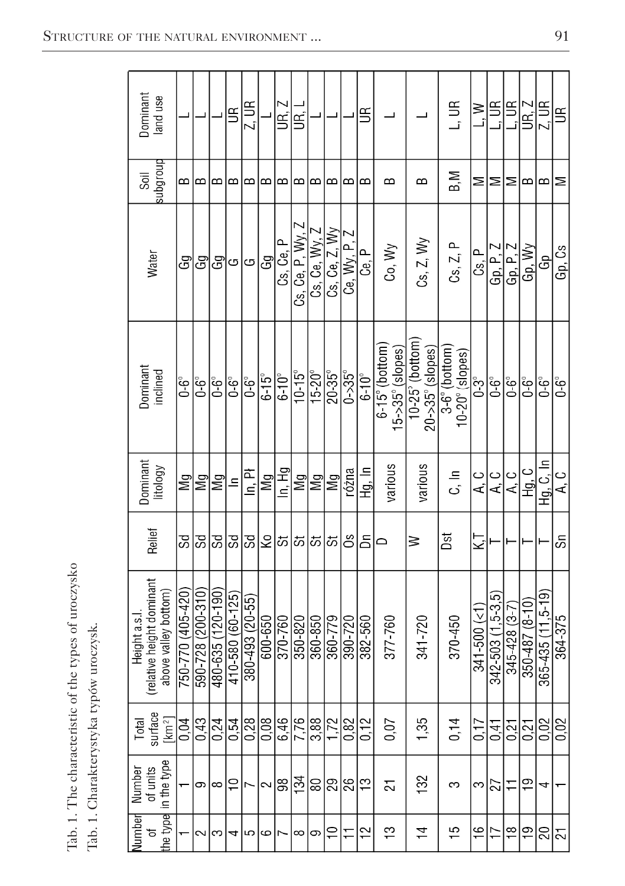Tab. 1. The characteristic of the types of uroczysko

Tab. 1. Charakterystyka typów uroczysk.

| Number of the type | Number of units in the type | Total surface [km²] | Height a.s.l. (relative height dominant above valley bottom) | Relief | Dominant litology | Dominant inclined | Water | Soil subgroup | Dominant land use |
|---|---|---|---|---|---|---|---|---|---|
| 1 | 1 | 0,04 | 750-770 (405-420) | Sd | Mg | 0-6° | Gg | B | L |
| 2 | 9 | 0,43 | 590-728 (200-310) | Sd | Mg | 0-6° | Gg | B | L |
| 3 | 8 | 0,24 | 480-635 (120-190) | Sd | Mg | 0-6° | Gg | B | L |
| 4 | 10 | 0,54 | 410-580 (60-125) | Sd | In | 0-6° | G | B | UR |
| 5 | 7 | 0,28 | 380-493 (20-55) | Sd | In, Pł | 0-6° | G | B | Z, UR |
| 6 | 2 | 0,08 | 600-650 | Ko | Mg | 6-15° | Gg | B | L |
| 7 | 98 | 6,46 | 370-760 | St | In, Hg | 6-10° | Cs, Ce, P | B | UR, Z |
| 8 | 134 | 7,76 | 350-820 | St | Mg | 10-15° | Cs, Ce, P, Wy, Z | B | UR, L |
| 9 | 80 | 3,88 | 360-850 | St | Mg | 15-20° | Cs, Ce, Wy, Z | B | L |
| 10 | 29 | 1,72 | 360-779 | St | Mg | 20-35° | Cs, Ce, Z, Wy | B | L |
| 11 | 26 | 0,82 | 390-720 | Os | różna | 0->35° | Ce, Wy, P, Z | B | L |
| 12 | 13 | 0,12 | 382-560 | Dn | Hg, In | 6-10° | Ce, P | B | UR |
| 13 | 21 | 0,07 | 377-760 | D | various | 6-15° (bottom) 15->35° (slopes) | Co, Wy | B | L |
| 14 | 132 | 1,35 | 341-720 | W | various | 10-25° (bottom) 20->35° (slopes) | Cs, Z, Wy | B | L |
| 15 | 3 | 0,14 | 370-450 | Dst | C, In | 3-6° (bottom) 10-20° (slopes) | Cs, Z, P | B, M | L, UR |
| 16 | 3 | 0,17 | 341-500 (<1) | K, T | A, C | 0-3° | Cs, P | M | L, W |
| 17 | 27 | 0,41 | 342-503 (1,5-3,5) | T | A, C | 0-6° | Gp, P, Z | M | L, UR |
| 18 | 11 | 0,21 | 345-428 (3-7) | T | A, C | 0-6° | Gp, P, Z | M | L, UR |
| 19 | 19 | 0,21 | 350-487 (8-10) | T | Hg, C | 0-6° | Gp, Wy | B | UR, Z |
| 20 | 4 | 0,02 | 365-435 (11,5-19) | T | Hg, C, In | 0-6° | Gp | B | Z, UR |
| 21 | 1 | 0,02 | 364-375 | Sn | A, C | 0-6° | Gp, Cs | M | UR |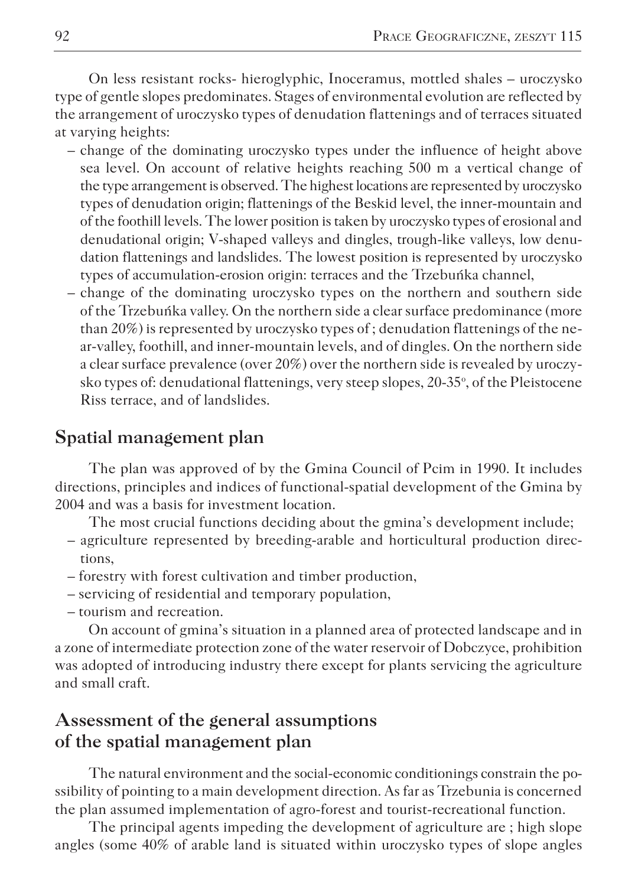On less resistant rocks- hieroglyphic, Inoceramus, mottled shales – uroczysko type of gentle slopes predominates. Stages of environmental evolution are reflected by the arrangement of uroczysko types of denudation flattenings and of terraces situated at varying heights:

- change of the dominating uroczysko types under the influence of height above sea level. On account of relative heights reaching 500 m a vertical change of the type arrangement is observed. The highest locations are represented by uroczysko types of denudation origin; flattenings of the Beskid level, the inner-mountain and of the foothill levels. The lower position is taken by uroczysko types of erosional and denudational origin; V-shaped valleys and dingles, trough-like valleys, low denudation flattenings and landslides. The lowest position is represented by uroczysko types of accumulation-erosion origin: terraces and the Trzebuńka channel,
- change of the dominating uroczysko types on the northern and southern side of the Trzebuńka valley. On the northern side a clear surface predominance (more than 20%) is represented by uroczysko types of ; denudation flattenings of the near-valley, foothill, and inner-mountain levels, and of dingles. On the northern side a clear surface prevalence (over 20%) over the northern side is revealed by uroczysko types of: denudational flattenings, very steep slopes, 20-35°, of the Pleistocene Riss terrace, and of landslides.

## Spatial management plan

The plan was approved of by the Gmina Council of Pcim in 1990. It includes directions, principles and indices of functional-spatial development of the Gmina by 2004 and was a basis for investment location.

The most crucial functions deciding about the gmina's development include;

- agriculture represented by breeding-arable and horticultural production directions,
- forestry with forest cultivation and timber production,
- servicing of residential and temporary population,
- tourism and recreation.

On account of gmina's situation in a planned area of protected landscape and in a zone of intermediate protection zone of the water reservoir of Dobczyce, prohibition was adopted of introducing industry there except for plants servicing the agriculture and small craft.

## Assessment of the general assumptions of the spatial management plan

The natural environment and the social-economic conditionings constrain the possibility of pointing to a main development direction. As far as Trzebunia is concerned the plan assumed implementation of agro-forest and tourist-recreational function.

The principal agents impeding the development of agriculture are ; high slope angles (some 40% of arable land is situated within uroczysko types of slope angles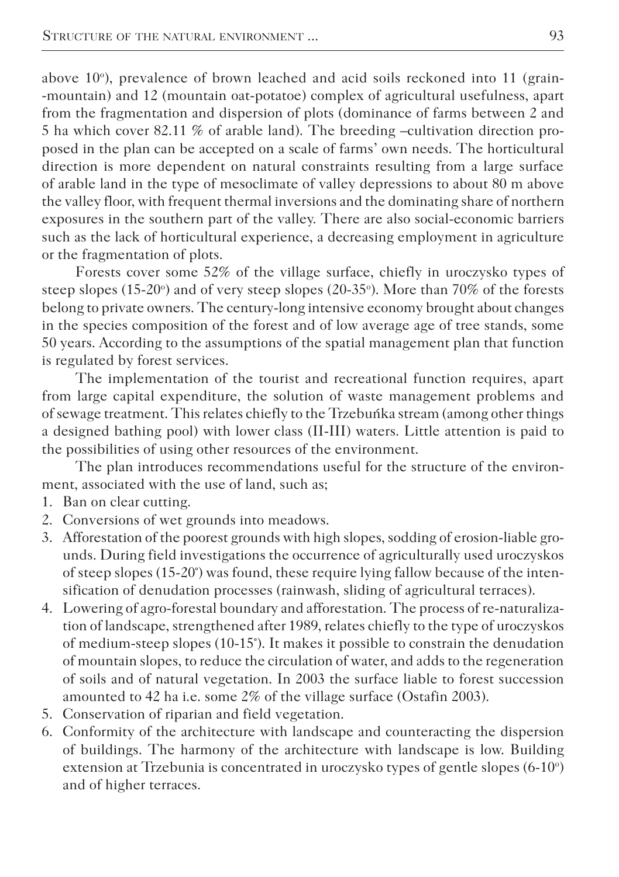above 10°), prevalence of brown leached and acid soils reckoned into 11 (grain--mountain) and 12 (mountain oat-potatoe) complex of agricultural usefulness, apart from the fragmentation and dispersion of plots (dominance of farms between 2 and 5 ha which cover 82.11 % of arable land). The breeding –cultivation direction proposed in the plan can be accepted on a scale of farms' own needs. The horticultural direction is more dependent on natural constraints resulting from a large surface of arable land in the type of mesoclimate of valley depressions to about 80 m above the valley floor, with frequent thermal inversions and the dominating share of northern exposures in the southern part of the valley. There are also social-economic barriers such as the lack of horticultural experience, a decreasing employment in agriculture or the fragmentation of plots.

Forests cover some 52% of the village surface, chiefly in uroczysko types of steep slopes (15-20°) and of very steep slopes (20-35°). More than 70% of the forests belong to private owners. The century-long intensive economy brought about changes in the species composition of the forest and of low average age of tree stands, some 50 years. According to the assumptions of the spatial management plan that function is regulated by forest services.

The implementation of the tourist and recreational function requires, apart from large capital expenditure, the solution of waste management problems and of sewage treatment. This relates chiefly to the Trzebuńka stream (among other things a designed bathing pool) with lower class (II-III) waters. Little attention is paid to the possibilities of using other resources of the environment.

The plan introduces recommendations useful for the structure of the environment, associated with the use of land, such as;

1. Ban on clear cutting.
2. Conversions of wet grounds into meadows.
3. Afforestation of the poorest grounds with high slopes, sodding of erosion-liable grounds. During field investigations the occurrence of agriculturally used uroczyskos of steep slopes (15-20°) was found, these require lying fallow because of the intensification of denudation processes (rainwash, sliding of agricultural terraces).
4. Lowering of agro-forestal boundary and afforestation. The process of re-naturalization of landscape, strengthened after 1989, relates chiefly to the type of uroczyskos of medium-steep slopes (10-15°). It makes it possible to constrain the denudation of mountain slopes, to reduce the circulation of water, and adds to the regeneration of soils and of natural vegetation. In 2003 the surface liable to forest succession amounted to 42 ha i.e. some 2% of the village surface (Ostafin 2003).
5. Conservation of riparian and field vegetation.
6. Conformity of the architecture with landscape and counteracting the dispersion of buildings. The harmony of the architecture with landscape is low. Building extension at Trzebunia is concentrated in uroczysko types of gentle slopes (6-10°) and of higher terraces.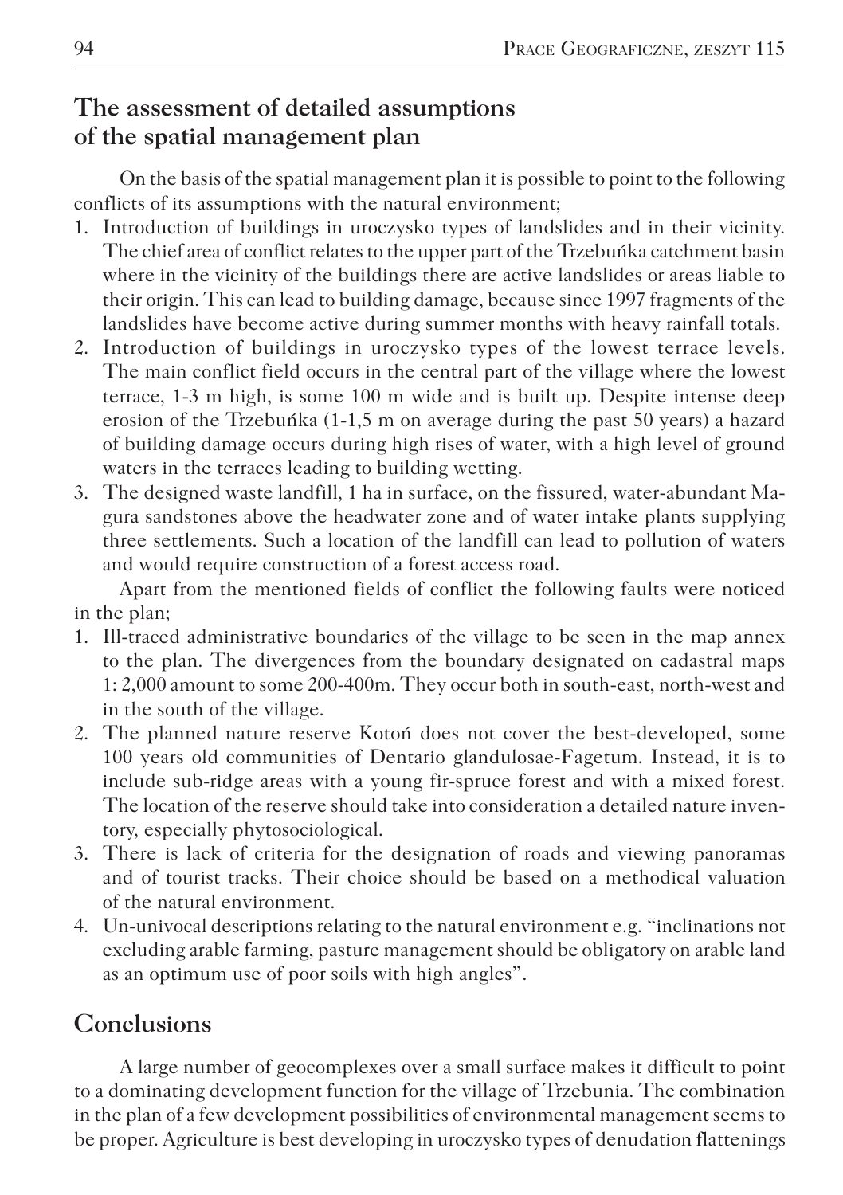## The assessment of detailed assumptions of the spatial management plan

On the basis of the spatial management plan it is possible to point to the following conflicts of its assumptions with the natural environment;

1. Introduction of buildings in uroczysko types of landslides and in their vicinity. The chief area of conflict relates to the upper part of the Trzebuńka catchment basin where in the vicinity of the buildings there are active landslides or areas liable to their origin. This can lead to building damage, because since 1997 fragments of the landslides have become active during summer months with heavy rainfall totals.
2. Introduction of buildings in uroczysko types of the lowest terrace levels. The main conflict field occurs in the central part of the village where the lowest terrace, 1-3 m high, is some 100 m wide and is built up. Despite intense deep erosion of the Trzebuńka (1-1,5 m on average during the past 50 years) a hazard of building damage occurs during high rises of water, with a high level of ground waters in the terraces leading to building wetting.
3. The designed waste landfill, 1 ha in surface, on the fissured, water-abundant Magura sandstones above the headwater zone and of water intake plants supplying three settlements. Such a location of the landfill can lead to pollution of waters and would require construction of a forest access road.

Apart from the mentioned fields of conflict the following faults were noticed in the plan;

1. Ill-traced administrative boundaries of the village to be seen in the map annex to the plan. The divergences from the boundary designated on cadastral maps 1: 2,000 amount to some 200-400m. They occur both in south-east, north-west and in the south of the village.
2. The planned nature reserve Kotoń does not cover the best-developed, some 100 years old communities of Dentario glandulosae-Fagetum. Instead, it is to include sub-ridge areas with a young fir-spruce forest and with a mixed forest. The location of the reserve should take into consideration a detailed nature inventory, especially phytosociological.
3. There is lack of criteria for the designation of roads and viewing panoramas and of tourist tracks. Their choice should be based on a methodical valuation of the natural environment.
4. Un-univocal descriptions relating to the natural environment e.g. "inclinations not excluding arable farming, pasture management should be obligatory on arable land as an optimum use of poor soils with high angles".

## Conclusions

A large number of geocomplexes over a small surface makes it difficult to point to a dominating development function for the village of Trzebunia. The combination in the plan of a few development possibilities of environmental management seems to be proper. Agriculture is best developing in uroczysko types of denudation flattenings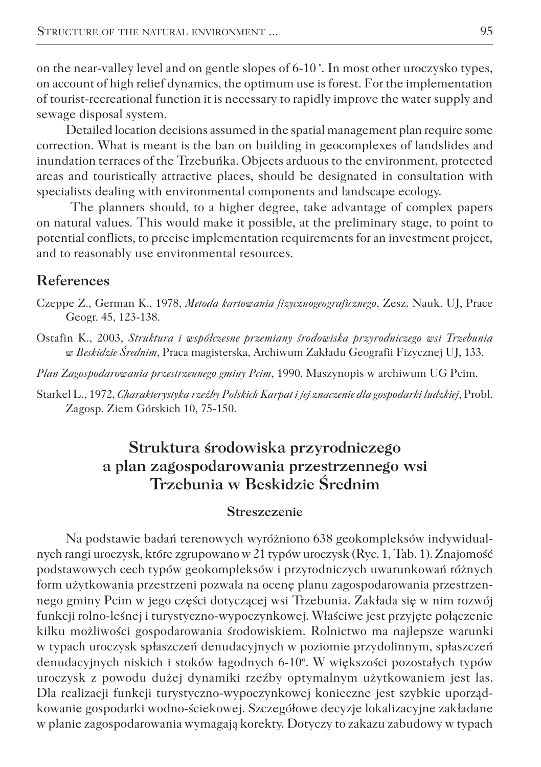on the near-valley level and on gentle slopes of 6-10 ˚. In most other uroczysko types, on account of high relief dynamics, the optimum use is forest. For the implementation of tourist-recreational function it is necessary to rapidly improve the water supply and sewage disposal system.

Detailed location decisions assumed in the spatial management plan require some correction. What is meant is the ban on building in geocomplexes of landslides and inundation terraces of the Trzebuńka. Objects arduous to the environment, protected areas and touristically attractive places, should be designated in consultation with specialists dealing with environmental components and landscape ecology.

The planners should, to a higher degree, take advantage of complex papers on natural values. This would make it possible, at the preliminary stage, to point to potential conflicts, to precise implementation requirements for an investment project, and to reasonably use environmental resources.

## References

Czeppe Z., German K., 1978, *Metoda kartowania fizycznogeograficznego*, Zesz. Nauk. UJ, Prace Geogr. 45, 123-138.

Ostafin K., 2003, *Struktura i współczesne przemiany środowiska przyrodniczego wsi Trzebunia w Beskidzie Średnim*, Praca magisterska, Archiwum Zakładu Geografii Fizycznej UJ, 133.

*Plan Zagospodarowania przestrzennego gminy Pcim*, 1990, Maszynopis w archiwum UG Pcim.

Starkel L., 1972, *Charakterystyka rzeźby Polskich Karpat i jej znaczenie dla gospodarki ludzkiej*, Probl. Zagosp. Ziem Górskich 10, 75-150.

## Struktura środowiska przyrodniczego a plan zagospodarowania przestrzennego wsi Trzebunia w Beskidzie Średnim

### Streszczenie

Na podstawie badań terenowych wyróżniono 638 geokompleksów indywidualnych rangi uroczysk, które zgrupowano w 21 typów uroczysk (Ryc. 1, Tab. 1). Znajomość podstawowych cech typów geokompleksów i przyrodniczych uwarunkowań różnych form użytkowania przestrzeni pozwala na ocenę planu zagospodarowania przestrzennego gminy Pcim w jego części dotyczącej wsi Trzebunia. Zakłada się w nim rozwój funkcji rolno-leśnej i turystyczno-wypoczynkowej. Właściwe jest przyjęte połączenie kilku możliwości gospodarowania środowiskiem. Rolnictwo ma najlepsze warunki w typach uroczysk spłaszczeń denudacyjnych w poziomie przydolinnym, spłaszczeń denudacyjnych niskich i stoków łagodnych 6-10°. W większości pozostałych typów uroczysk z powodu dużej dynamiki rzeźby optymalnym użytkowaniem jest las. Dla realizacji funkcji turystyczno-wypoczynkowej konieczne jest szybkie uporządkowanie gospodarki wodno-ściekowej. Szczegółowe decyzje lokalizacyjne zakładane w planie zagospodarowania wymagają korekty. Dotyczy to zakazu zabudowy w typach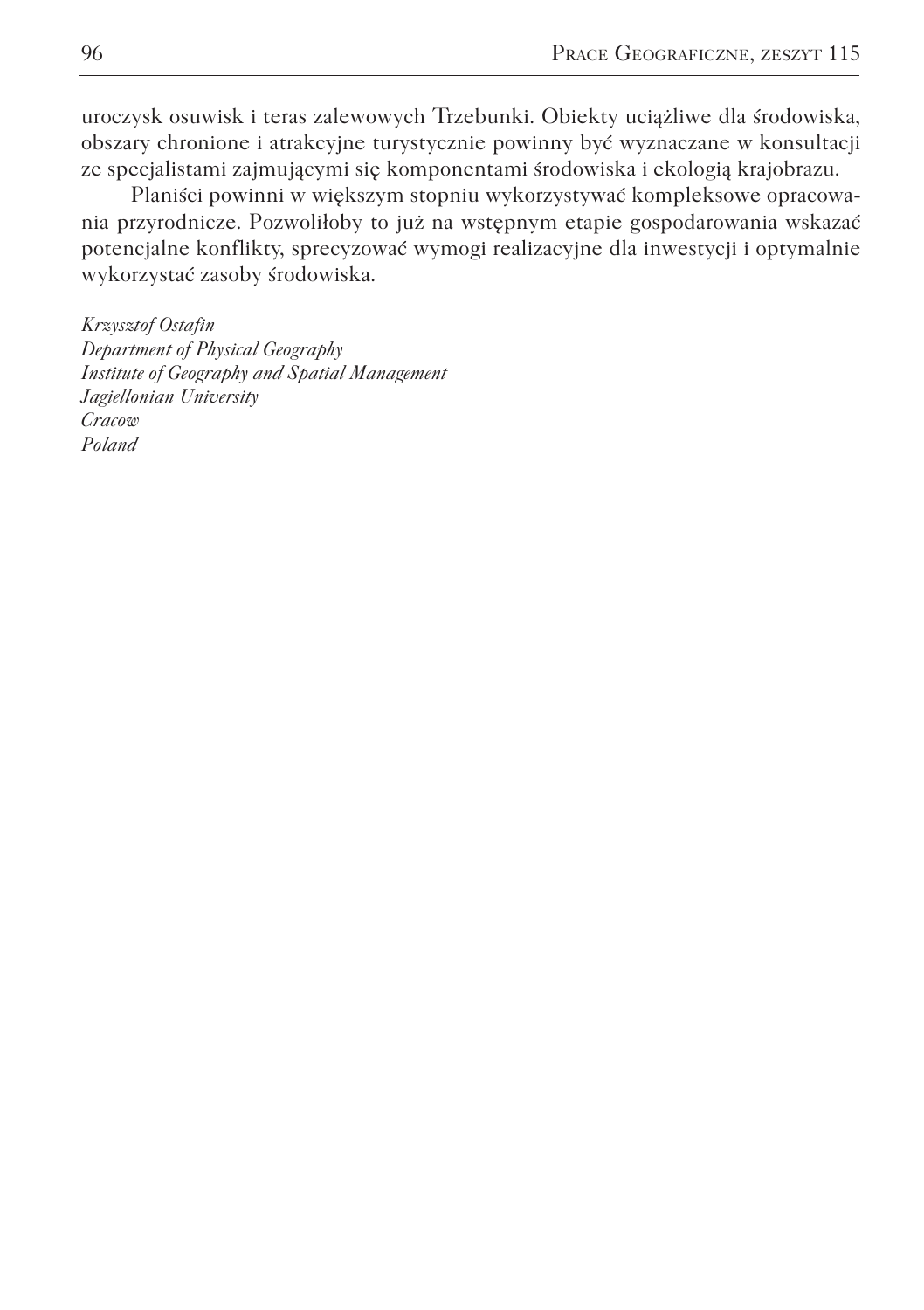uroczysk osuwisk i teras zalewowych Trzebunki. Obiekty uciążliwe dla środowiska, obszary chronione i atrakcyjne turystycznie powinny być wyznaczane w konsultacji ze specjalistami zajmującymi się komponentami środowiska i ekologią krajobrazu.

Planiści powinni w większym stopniu wykorzystywać kompleksowe opracowania przyrodnicze. Pozwoliłoby to już na wstępnym etapie gospodarowania wskazać potencjalne konflikty, sprecyzować wymogi realizacyjne dla inwestycji i optymalnie wykorzystać zasoby środowiska.

*Krzysztof Ostafin*
*Department of Physical Geography*
*Institute of Geography and Spatial Management*
*Jagiellonian University*
*Cracow*
*Poland*